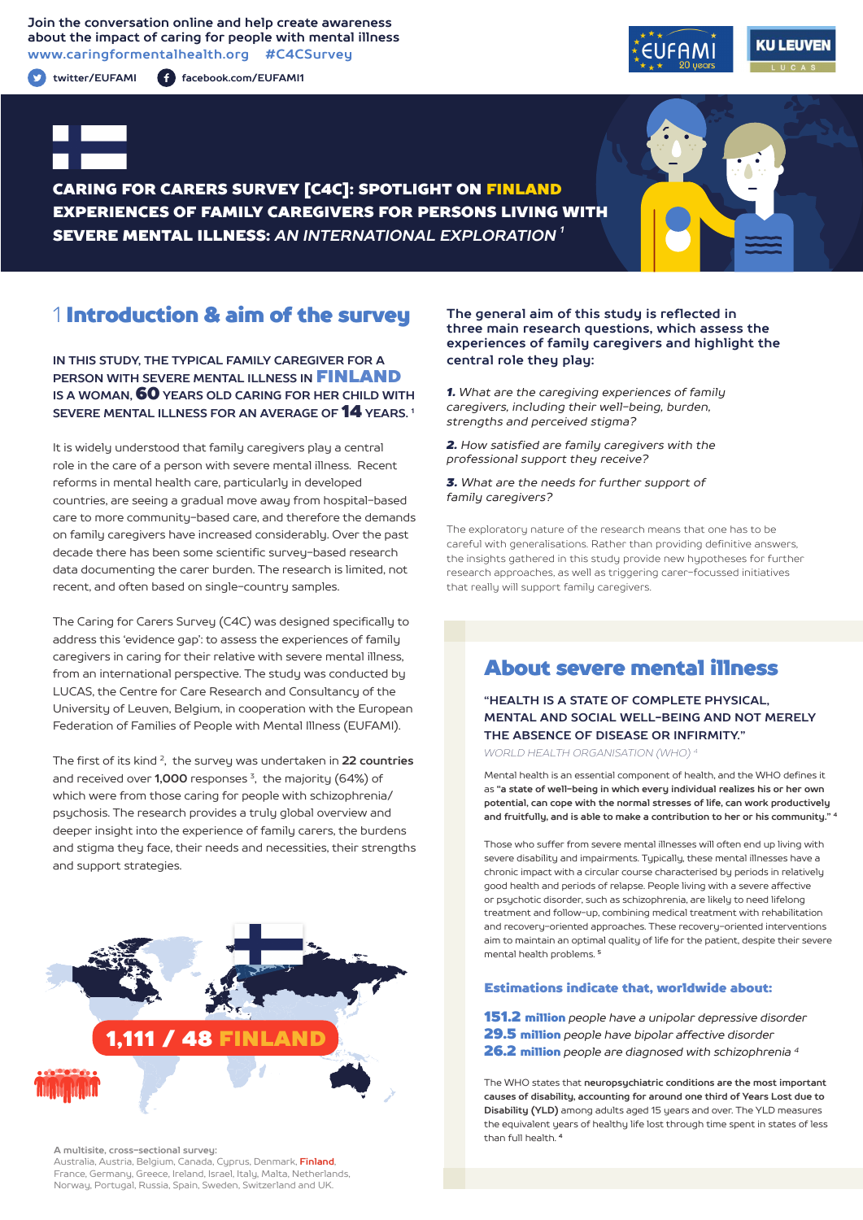Join the conversation online and help create awareness about the impact of caring for people with mental illness
www.caringformentalhealth.org #C4CSurvey

twitter/EUFAMI   facebook.com/EUFAMI1

# CARING FOR CARERS SURVEY [C4C]: SPOTLIGHT ON FINLAND

## EXPERIENCES OF FAMILY CAREGIVERS FOR PERSONS LIVING WITH SEVERE MENTAL ILLNESS: *AN INTERNATIONAL EXPLORATION* [1]

## 1 Introduction & aim of the survey

**IN THIS STUDY, THE TYPICAL FAMILY CAREGIVER FOR A PERSON WITH SEVERE MENTAL ILLNESS IN FINLAND IS A WOMAN, 60 YEARS OLD CARING FOR HER CHILD WITH SEVERE MENTAL ILLNESS FOR AN AVERAGE OF 14 YEARS.** [1]

It is widely understood that family caregivers play a central role in the care of a person with severe mental illness. Recent reforms in mental health care, particularly in developed countries, are seeing a gradual move away from hospital-based care to more community-based care, and therefore the demands on family caregivers have increased considerably. Over the past decade there has been some scientific survey-based research data documenting the carer burden. The research is limited, not recent, and often based on single-country samples.

The Caring for Carers Survey (C4C) was designed specifically to address this 'evidence gap': to assess the experiences of family caregivers in caring for their relative with severe mental illness, from an international perspective. The study was conducted by LUCAS, the Centre for Care Research and Consultancy of the University of Leuven, Belgium, in cooperation with the European Federation of Families of People with Mental Illness (EUFAMI).

The first of its kind [2], the survey was undertaken in **22 countries** and received over **1,000** responses [3], the majority (64%) of which were from those caring for people with schizophrenia/psychosis. The research provides a truly global overview and deeper insight into the experience of family carers, the burdens and stigma they face, their needs and necessities, their strengths and support strategies.

**1,111 / 48 FINLAND**

**A multisite, cross-sectional survey:**
Australia, Austria, Belgium, Canada, Cyprus, Denmark, **Finland**, France, Germany, Greece, Ireland, Israel, Italy, Malta, Netherlands, Norway, Portugal, Russia, Spain, Sweden, Switzerland and UK.

**The general aim of this study is reflected in three main research questions, which assess the experiences of family caregivers and highlight the central role they play:**

***1.*** *What are the caregiving experiences of family caregivers, including their well-being, burden, strengths and perceived stigma?*

***2.*** *How satisfied are family caregivers with the professional support they receive?*

***3.*** *What are the needs for further support of family caregivers?*

The exploratory nature of the research means that one has to be careful with generalisations. Rather than providing definitive answers, the insights gathered in this study provide new hypotheses for further research approaches, as well as triggering carer-focussed initiatives that really will support family caregivers.

## About severe mental illness

**"HEALTH IS A STATE OF COMPLETE PHYSICAL, MENTAL AND SOCIAL WELL-BEING AND NOT MERELY THE ABSENCE OF DISEASE OR INFIRMITY."**
WORLD HEALTH ORGANISATION (WHO) [4]

Mental health is an essential component of health, and the WHO defines it as **"a state of well-being in which every individual realizes his or her own potential, can cope with the normal stresses of life, can work productively and fruitfully, and is able to make a contribution to her or his community."** [4]

Those who suffer from severe mental illnesses will often end up living with severe disability and impairments. Typically, these mental illnesses have a chronic impact with a circular course characterised by periods in relatively good health and periods of relapse. People living with a severe affective or psychotic disorder, such as schizophrenia, are likely to need lifelong treatment and follow-up, combining medical treatment with rehabilitation and recovery-oriented approaches. These recovery-oriented interventions aim to maintain an optimal quality of life for the patient, despite their severe mental health problems. [5]

### Estimations indicate that, worldwide about:

**151.2 million** *people have a unipolar depressive disorder*
**29.5 million** *people have bipolar affective disorder*
**26.2 million** *people are diagnosed with schizophrenia* [4]

The WHO states that **neuropsychiatric conditions are the most important causes of disability, accounting for around one third of Years Lost due to Disability (YLD)** among adults aged 15 years and over. The YLD measures the equivalent years of healthy life lost through time spent in states of less than full health. [4]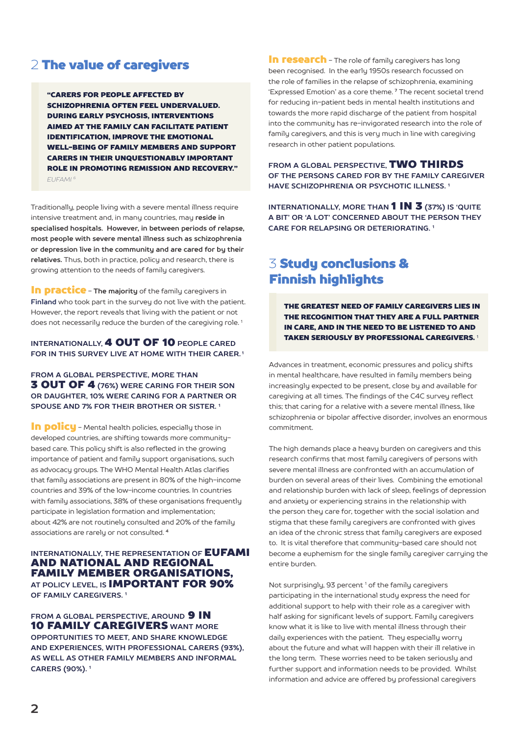## 2 The value of caregivers

> **"CARERS FOR PEOPLE AFFECTED BY SCHIZOPHRENIA OFTEN FEEL UNDERVALUED. DURING EARLY PSYCHOSIS, INTERVENTIONS AIMED AT THE FAMILY CAN FACILITATE PATIENT IDENTIFICATION, IMPROVE THE EMOTIONAL WELL-BEING OF FAMILY MEMBERS AND SUPPORT CARERS IN THEIR UNQUESTIONABLY IMPORTANT ROLE IN PROMOTING REMISSION AND RECOVERY."**
> *EUFAMI [8]*

Traditionally, people living with a severe mental illness require intensive treatment and, in many countries, may **reside in specialised hospitals. However, in between periods of relapse, most people with severe mental illness such as schizophrenia or depression live in the community and are cared for by their relatives.** Thus, both in practice, policy and research, there is growing attention to the needs of family caregivers.

**In practice** – **The majority** of the family caregivers in **Finland** who took part in the survey do not live with the patient. However, the report reveals that living with the patient or not does not necessarily reduce the burden of the caregiving role. [1]

**INTERNATIONALLY, 4 OUT OF 10 PEOPLE CARED FOR IN THIS SURVEY LIVE AT HOME WITH THEIR CARER. [1]**

**FROM A GLOBAL PERSPECTIVE, MORE THAN 3 OUT OF 4 (76%) WERE CARING FOR THEIR SON OR DAUGHTER, 10% WERE CARING FOR A PARTNER OR SPOUSE AND 7% FOR THEIR BROTHER OR SISTER. [1]**

**In policy** – Mental health policies, especially those in developed countries, are shifting towards more community-based care. This policy shift is also reflected in the growing importance of patient and family support organisations, such as advocacy groups. The WHO Mental Health Atlas clarifies that family associations are present in 80% of the high-income countries and 39% of the low-income countries. In countries with family associations, 38% of these organisations frequently participate in legislation formation and implementation; about 42% are not routinely consulted and 20% of the family associations are rarely or not consulted. [4]

**INTERNATIONALLY, THE REPRESENTATION OF EUFAMI AND NATIONAL AND REGIONAL FAMILY MEMBER ORGANISATIONS, AT POLICY LEVEL, IS IMPORTANT FOR 90% OF FAMILY CAREGIVERS. [1]**

**FROM A GLOBAL PERSPECTIVE, AROUND 9 IN 10 FAMILY CAREGIVERS WANT MORE OPPORTUNITIES TO MEET, AND SHARE KNOWLEDGE AND EXPERIENCES, WITH PROFESSIONAL CARERS (93%), AS WELL AS OTHER FAMILY MEMBERS AND INFORMAL CARERS (90%). [1]**

**In research** – The role of family caregivers has long been recognised. In the early 1950s research focussed on the role of families in the relapse of schizophrenia, examining 'Expressed Emotion' as a core theme. [7] The recent societal trend for reducing in-patient beds in mental health institutions and towards the more rapid discharge of the patient from hospital into the community has re-invigorated research into the role of family caregivers, and this is very much in line with caregiving research in other patient populations.

**FROM A GLOBAL PERSPECTIVE, TWO THIRDS OF THE PERSONS CARED FOR BY THE FAMILY CAREGIVER HAVE SCHIZOPHRENIA OR PSYCHOTIC ILLNESS. [1]**

**INTERNATIONALLY, MORE THAN 1 IN 3 (37%) IS 'QUITE A BIT' OR 'A LOT' CONCERNED ABOUT THE PERSON THEY CARE FOR RELAPSING OR DETERIORATING. [1]**

## 3 Study conclusions & Finnish highlights

> **THE GREATEST NEED OF FAMILY CAREGIVERS LIES IN THE RECOGNITION THAT THEY ARE A FULL PARTNER IN CARE, AND IN THE NEED TO BE LISTENED TO AND TAKEN SERIOUSLY BY PROFESSIONAL CAREGIVERS. [1]**

Advances in treatment, economic pressures and policy shifts in mental healthcare, have resulted in family members being increasingly expected to be present, close by and available for caregiving at all times. The findings of the C4C survey reflect this; that caring for a relative with a severe mental illness, like schizophrenia or bipolar affective disorder, involves an enormous commitment.

The high demands place a heavy burden on caregivers and this research confirms that most family caregivers of persons with severe mental illness are confronted with an accumulation of burden on several areas of their lives. Combining the emotional and relationship burden with lack of sleep, feelings of depression and anxiety or experiencing strains in the relationship with the person they care for, together with the social isolation and stigma that these family caregivers are confronted with gives an idea of the chronic stress that family caregivers are exposed to. It is vital therefore that community-based care should not become a euphemism for the single family caregiver carrying the entire burden.

Not surprisingly, 93 percent [1] of the family caregivers participating in the international study express the need for additional support to help with their role as a caregiver with half asking for significant levels of support. Family caregivers know what it is like to live with mental illness through their daily experiences with the patient. They especially worry about the future and what will happen with their ill relative in the long term. These worries need to be taken seriously and further support and information needs to be provided. Whilst information and advice are offered by professional caregivers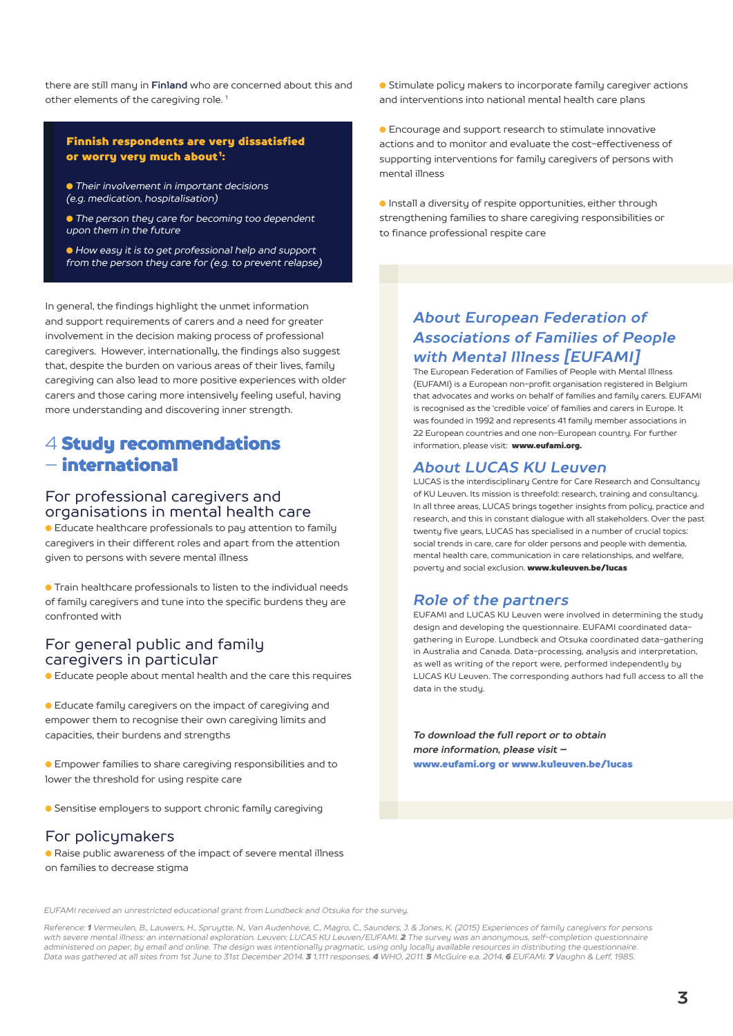there are still many in **Finland** who are concerned about this and other elements of the caregiving role. [1]

**Finnish respondents are very dissatisfied or worry very much about[1]:**

- *Their involvement in important decisions (e.g. medication, hospitalisation)*
- *The person they care for becoming too dependent upon them in the future*
- *How easy it is to get professional help and support from the person they care for (e.g. to prevent relapse)*

In general, the findings highlight the unmet information and support requirements of carers and a need for greater involvement in the decision making process of professional caregivers. However, internationally, the findings also suggest that, despite the burden on various areas of their lives, family caregiving can also lead to more positive experiences with older carers and those caring more intensively feeling useful, having more understanding and discovering inner strength.

## 4 Study recommendations – international

### For professional caregivers and organisations in mental health care

- Educate healthcare professionals to pay attention to family caregivers in their different roles and apart from the attention given to persons with severe mental illness
- Train healthcare professionals to listen to the individual needs of family caregivers and tune into the specific burdens they are confronted with

### For general public and family caregivers in particular

- Educate people about mental health and the care this requires
- Educate family caregivers on the impact of caregiving and empower them to recognise their own caregiving limits and capacities, their burdens and strengths
- Empower families to share caregiving responsibilities and to lower the threshold for using respite care
- Sensitise employers to support chronic family caregiving

### For policymakers

- Raise public awareness of the impact of severe mental illness on families to decrease stigma
- Stimulate policy makers to incorporate family caregiver actions and interventions into national mental health care plans
- Encourage and support research to stimulate innovative actions and to monitor and evaluate the cost-effectiveness of supporting interventions for family caregivers of persons with mental illness
- Install a diversity of respite opportunities, either through strengthening families to share caregiving responsibilities or to finance professional respite care

## *About European Federation of Associations of Families of People with Mental Illness [EUFAMI]*

The European Federation of Families of People with Mental Illness (EUFAMI) is a European non-profit organisation registered in Belgium that advocates and works on behalf of families and family carers. EUFAMI is recognised as the 'credible voice' of families and carers in Europe. It was founded in 1992 and represents 41 family member associations in 22 European countries and one non-European country. For further information, please visit: **www.eufami.org.**

## *About LUCAS KU Leuven*

LUCAS is the interdisciplinary Centre for Care Research and Consultancy of KU Leuven. Its mission is threefold: research, training and consultancy. In all three areas, LUCAS brings together insights from policy, practice and research, and this in constant dialogue with all stakeholders. Over the past twenty five years, LUCAS has specialised in a number of crucial topics: social trends in care, care for older persons and people with dementia, mental health care, communication in care relationships, and welfare, poverty and social exclusion. **www.kuleuven.be/lucas**

## *Role of the partners*

EUFAMI and LUCAS KU Leuven were involved in determining the study design and developing the questionnaire. EUFAMI coordinated data-gathering in Europe. Lundbeck and Otsuka coordinated data-gathering in Australia and Canada. Data-processing, analysis and interpretation, as well as writing of the report were, performed independently by LUCAS KU Leuven. The corresponding authors had full access to all the data in the study.

***To download the full report or to obtain more information, please visit –***
**www.eufami.org or www.kuleuven.be/lucas**

*EUFAMI received an unrestricted educational grant from Lundbeck and Otsuka for the survey.*

*Reference: **1** Vermeulen, B., Lauwers, H., Spruytte, N., Van Audenhove, C., Magro, C., Saunders, J. & Jones, K. (2015) Experiences of family caregivers for persons with severe mental illness: an international exploration. Leuven: LUCAS KU Leuven/EUFAMI. **2** The survey was an anonymous, self-completion questionnaire administered on paper, by email and online. The design was intentionally pragmatic, using only locally available resources in distributing the questionnaire. Data was gathered at all sites from 1st June to 31st December 2014. **3** 1,111 responses. **4** WHO, 2011. **5** McGuire e.a. 2014. **6** EUFAMI. **7** Vaughn & Leff, 1985.*